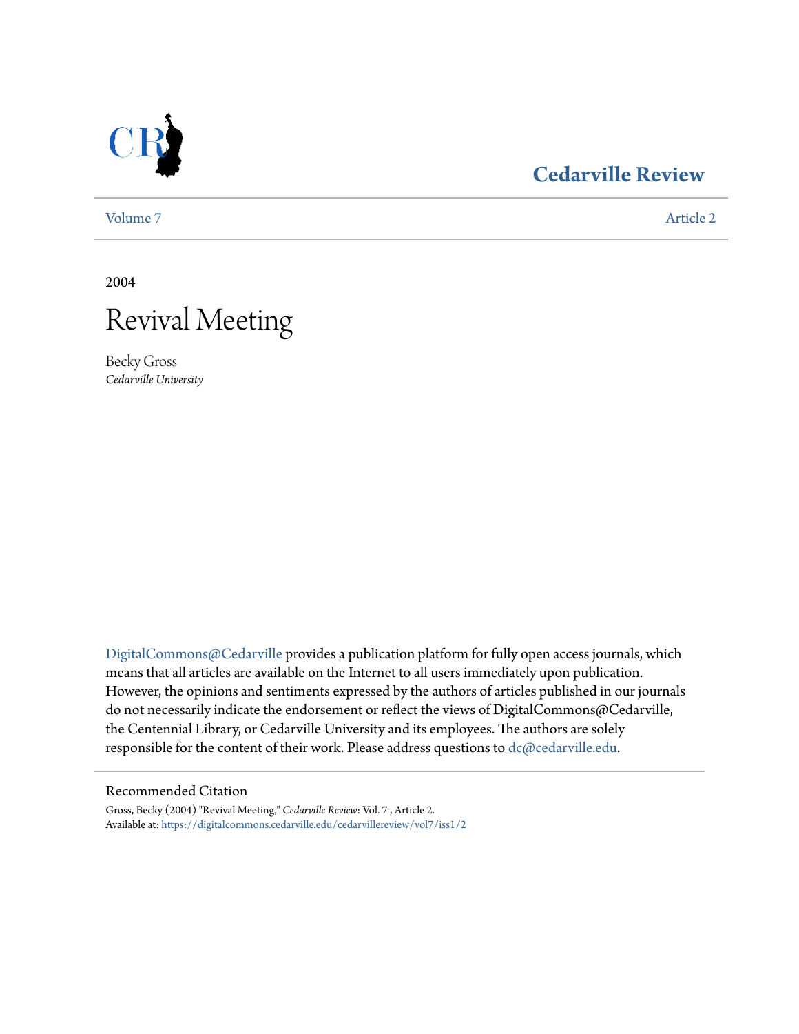CR

**Cedarville Review**

Volume 7 | Article 2

2004

# Revival Meeting

Becky Gross
*Cedarville University*

DigitalCommons@Cedarville provides a publication platform for fully open access journals, which means that all articles are available on the Internet to all users immediately upon publication. However, the opinions and sentiments expressed by the authors of articles published in our journals do not necessarily indicate the endorsement or reflect the views of DigitalCommons@Cedarville, the Centennial Library, or Cedarville University and its employees. The authors are solely responsible for the content of their work. Please address questions to dc@cedarville.edu.

## Recommended Citation

Gross, Becky (2004) "Revival Meeting," *Cedarville Review*: Vol. 7 , Article 2.
Available at: https://digitalcommons.cedarville.edu/cedarvillereview/vol7/iss1/2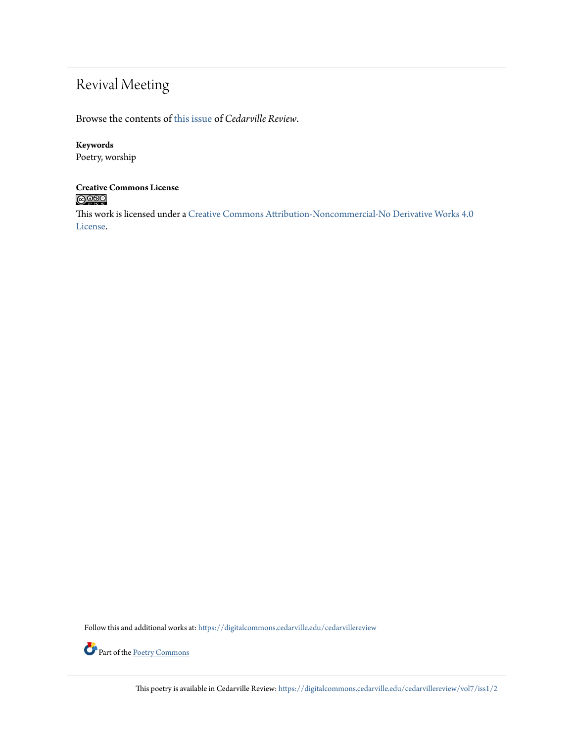# Revival Meeting

Browse the contents of this issue of *Cedarville Review*.

**Keywords**
Poetry, worship

**Creative Commons License**

This work is licensed under a Creative Commons Attribution-Noncommercial-No Derivative Works 4.0 License.

Follow this and additional works at: https://digitalcommons.cedarville.edu/cedarvillereview

Part of the Poetry Commons

This poetry is available in Cedarville Review: https://digitalcommons.cedarville.edu/cedarvillereview/vol7/iss1/2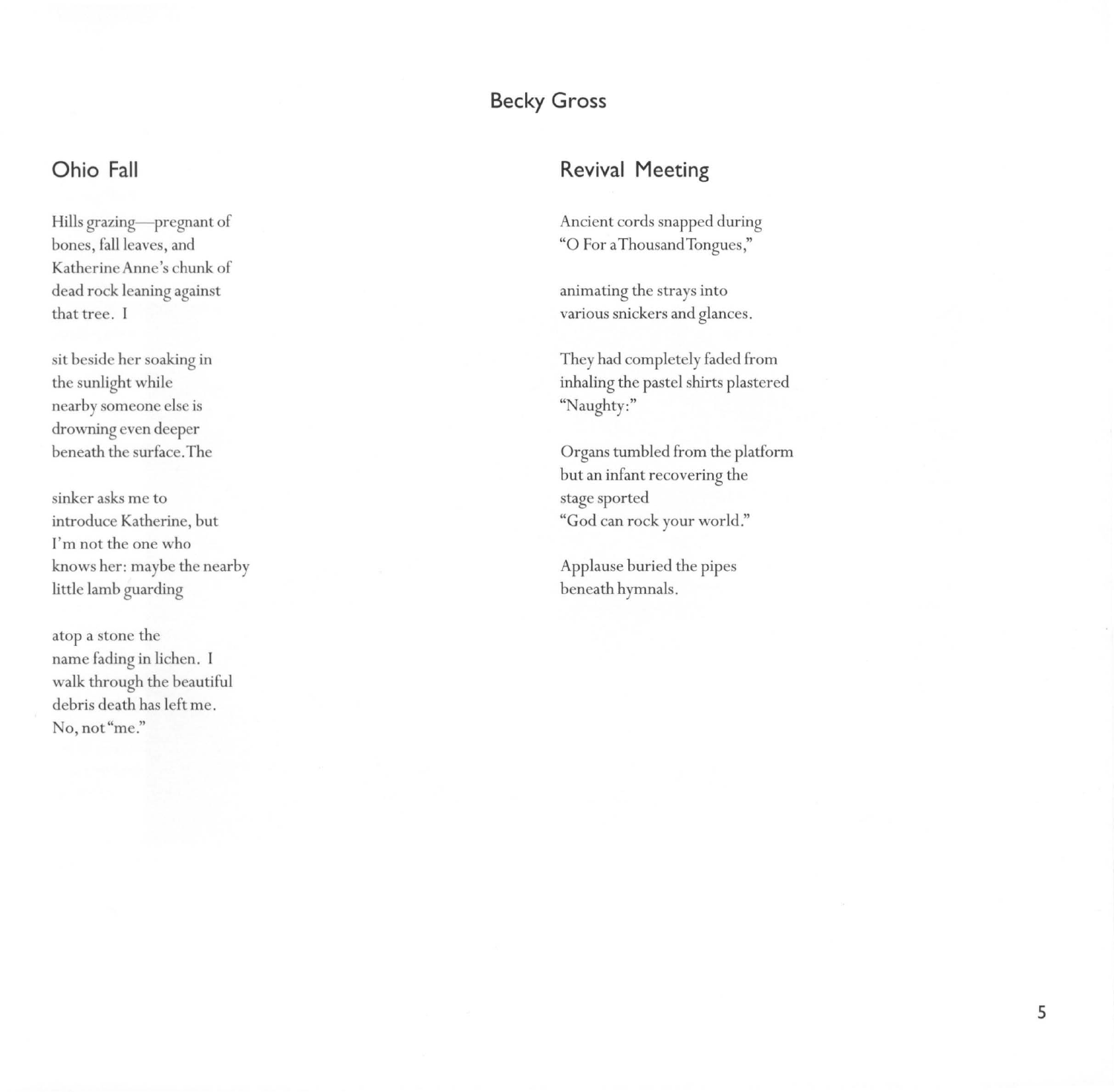## Becky Gross

### Ohio Fall

Hills grazing—pregnant of
bones, fall leaves, and
Katherine Anne's chunk of
dead rock leaning against
that tree. I

sit beside her soaking in
the sunlight while
nearby someone else is
drowning even deeper
beneath the surface. The

sinker asks me to
introduce Katherine, but
I'm not the one who
knows her: maybe the nearby
little lamb guarding

atop a stone the
name fading in lichen. I
walk through the beautiful
debris death has left me.
No, not "me."

### Revival Meeting

Ancient cords snapped during
"O For a Thousand Tongues,"

animating the strays into
various snickers and glances.

They had completely faded from
inhaling the pastel shirts plastered
"Naughty:"

Organs tumbled from the platform
but an infant recovering the
stage sported
"God can rock your world."

Applause buried the pipes
beneath hymnals.